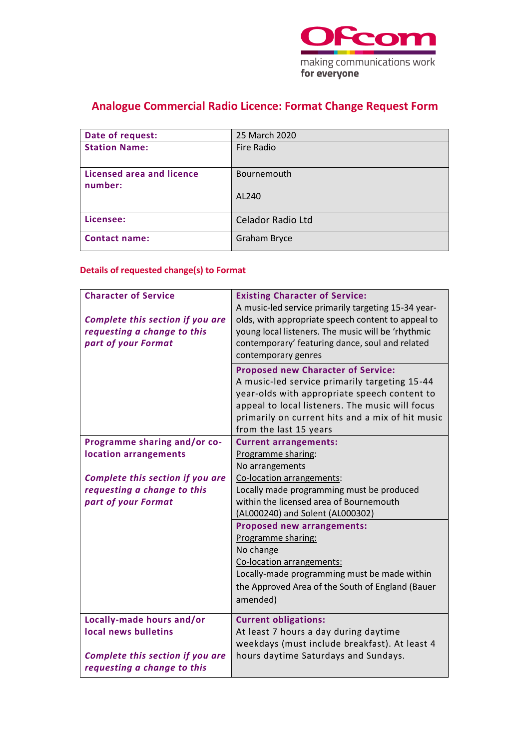# Analogue Commercial Radio Licence: Format Change Request Form

| **Date of request:** | 25 March 2020 |
|---|---|
| **Station Name:** | Fire Radio |
| **Licensed area and licence number:** | Bournemouth<br><br>AL240 |
| **Licensee:** | Celador Radio Ltd |
| **Contact name:** | Graham Bryce |

## Details of requested change(s) to Format

| | |
|---|---|
| **Character of Service**<br><br>***Complete this section if you are requesting a change to this part of your Format*** | **Existing Character of Service:**<br>A music-led service primarily targeting 15-34 year-olds, with appropriate speech content to appeal to young local listeners. The music will be 'rhythmic contemporary' featuring dance, soul and related contemporary genres |
| | **Proposed new Character of Service:**<br>A music-led service primarily targeting 15-44 year-olds with appropriate speech content to appeal to local listeners. The music will focus primarily on current hits and a mix of hit music from the last 15 years |
| **Programme sharing and/or co-location arrangements**<br><br>***Complete this section if you are requesting a change to this part of your Format*** | **Current arrangements:**<br>Programme sharing:<br>No arrangements<br>Co-location arrangements:<br>Locally made programming must be produced within the licensed area of Bournemouth (AL000240) and Solent (AL000302) |
| | **Proposed new arrangements:**<br>Programme sharing:<br>No change<br>Co-location arrangements:<br>Locally-made programming must be made within the Approved Area of the South of England (Bauer amended) |
| **Locally-made hours and/or local news bulletins**<br><br>***Complete this section if you are requesting a change to this*** | **Current obligations:**<br>At least 7 hours a day during daytime weekdays (must include breakfast). At least 4 hours daytime Saturdays and Sundays. |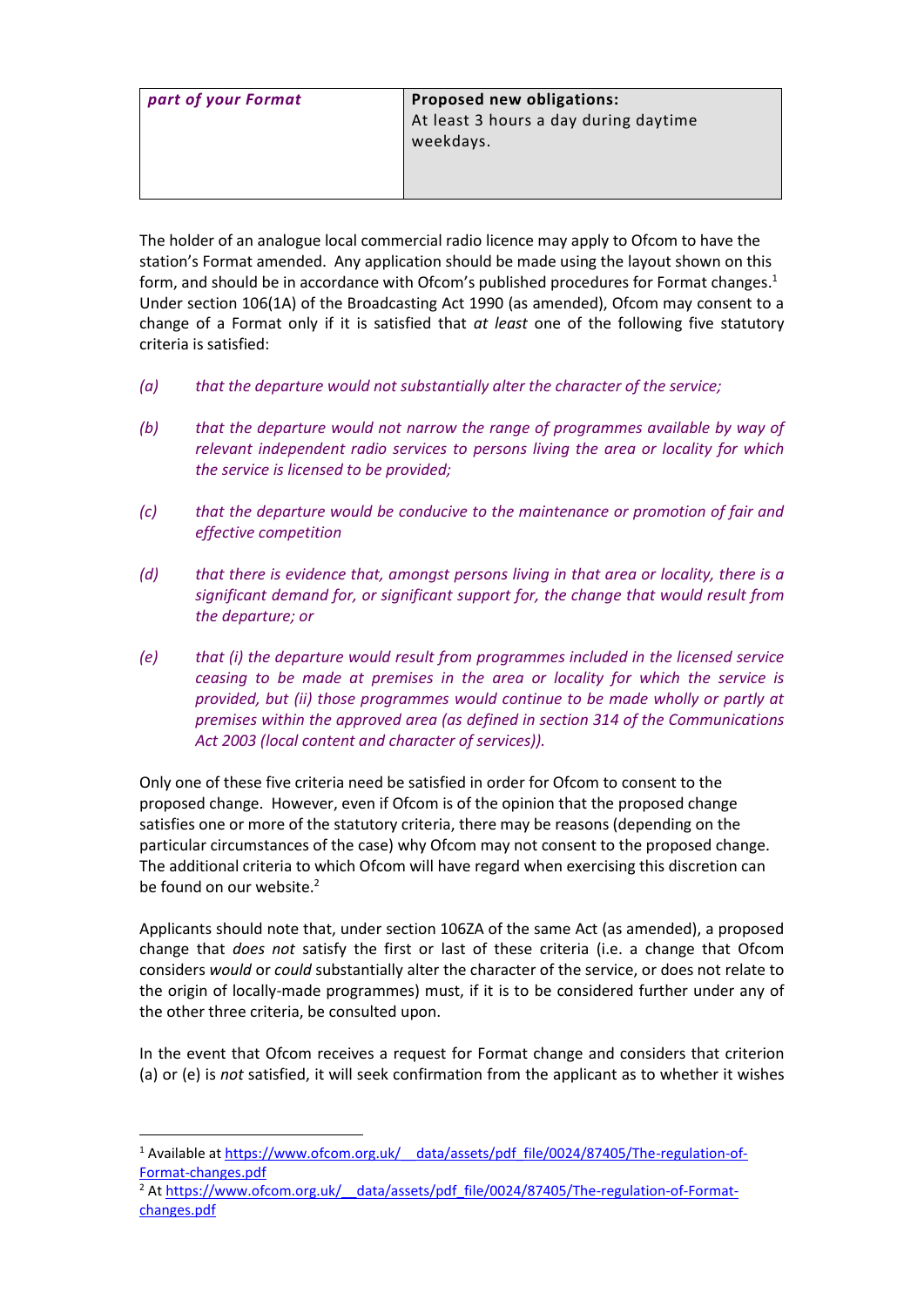| *part of your Format* | **Proposed new obligations:** At least 3 hours a day during daytime weekdays. |
|---|---|

The holder of an analogue local commercial radio licence may apply to Ofcom to have the station's Format amended. Any application should be made using the layout shown on this form, and should be in accordance with Ofcom's published procedures for Format changes.[1] Under section 106(1A) of the Broadcasting Act 1990 (as amended), Ofcom may consent to a change of a Format only if it is satisfied that *at least* one of the following five statutory criteria is satisfied:

*(a) that the departure would not substantially alter the character of the service;*

*(b) that the departure would not narrow the range of programmes available by way of relevant independent radio services to persons living the area or locality for which the service is licensed to be provided;*

*(c) that the departure would be conducive to the maintenance or promotion of fair and effective competition*

*(d) that there is evidence that, amongst persons living in that area or locality, there is a significant demand for, or significant support for, the change that would result from the departure; or*

*(e) that (i) the departure would result from programmes included in the licensed service ceasing to be made at premises in the area or locality for which the service is provided, but (ii) those programmes would continue to be made wholly or partly at premises within the approved area (as defined in section 314 of the Communications Act 2003 (local content and character of services)).*

Only one of these five criteria need be satisfied in order for Ofcom to consent to the proposed change. However, even if Ofcom is of the opinion that the proposed change satisfies one or more of the statutory criteria, there may be reasons (depending on the particular circumstances of the case) why Ofcom may not consent to the proposed change. The additional criteria to which Ofcom will have regard when exercising this discretion can be found on our website.[2]

Applicants should note that, under section 106ZA of the same Act (as amended), a proposed change that *does not* satisfy the first or last of these criteria (i.e. a change that Ofcom considers *would* or *could* substantially alter the character of the service, or does not relate to the origin of locally-made programmes) must, if it is to be considered further under any of the other three criteria, be consulted upon.

In the event that Ofcom receives a request for Format change and considers that criterion (a) or (e) is *not* satisfied, it will seek confirmation from the applicant as to whether it wishes

---

[1] Available at https://www.ofcom.org.uk/__data/assets/pdf_file/0024/87405/The-regulation-of-Format-changes.pdf

[2] At https://www.ofcom.org.uk/__data/assets/pdf_file/0024/87405/The-regulation-of-Format-changes.pdf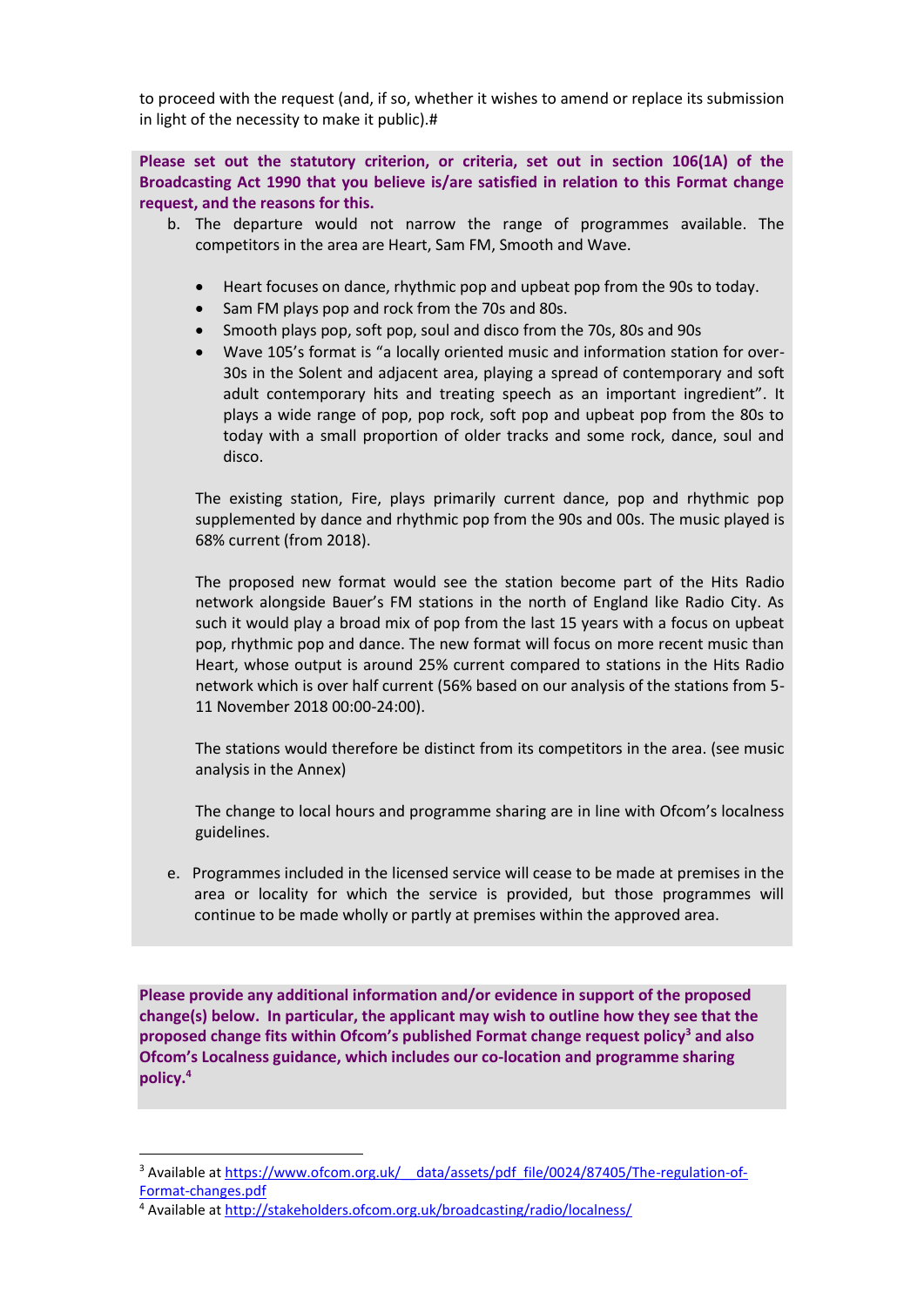to proceed with the request (and, if so, whether it wishes to amend or replace its submission in light of the necessity to make it public).#

**Please set out the statutory criterion, or criteria, set out in section 106(1A) of the Broadcasting Act 1990 that you believe is/are satisfied in relation to this Format change request, and the reasons for this.**

b. The departure would not narrow the range of programmes available. The competitors in the area are Heart, Sam FM, Smooth and Wave.

   - Heart focuses on dance, rhythmic pop and upbeat pop from the 90s to today.
   - Sam FM plays pop and rock from the 70s and 80s.
   - Smooth plays pop, soft pop, soul and disco from the 70s, 80s and 90s
   - Wave 105's format is "a locally oriented music and information station for over-30s in the Solent and adjacent area, playing a spread of contemporary and soft adult contemporary hits and treating speech as an important ingredient". It plays a wide range of pop, pop rock, soft pop and upbeat pop from the 80s to today with a small proportion of older tracks and some rock, dance, soul and disco.

   The existing station, Fire, plays primarily current dance, pop and rhythmic pop supplemented by dance and rhythmic pop from the 90s and 00s. The music played is 68% current (from 2018).

   The proposed new format would see the station become part of the Hits Radio network alongside Bauer's FM stations in the north of England like Radio City. As such it would play a broad mix of pop from the last 15 years with a focus on upbeat pop, rhythmic pop and dance. The new format will focus on more recent music than Heart, whose output is around 25% current compared to stations in the Hits Radio network which is over half current (56% based on our analysis of the stations from 5-11 November 2018 00:00-24:00).

   The stations would therefore be distinct from its competitors in the area. (see music analysis in the Annex)

   The change to local hours and programme sharing are in line with Ofcom's localness guidelines.

e. Programmes included in the licensed service will cease to be made at premises in the area or locality for which the service is provided, but those programmes will continue to be made wholly or partly at premises within the approved area.

**Please provide any additional information and/or evidence in support of the proposed change(s) below. In particular, the applicant may wish to outline how they see that the proposed change fits within Ofcom's published Format change request policy[3] and also Ofcom's Localness guidance, which includes our co-location and programme sharing policy.[4]**

[3] Available at https://www.ofcom.org.uk/__data/assets/pdf_file/0024/87405/The-regulation-of-Format-changes.pdf

[4] Available at http://stakeholders.ofcom.org.uk/broadcasting/radio/localness/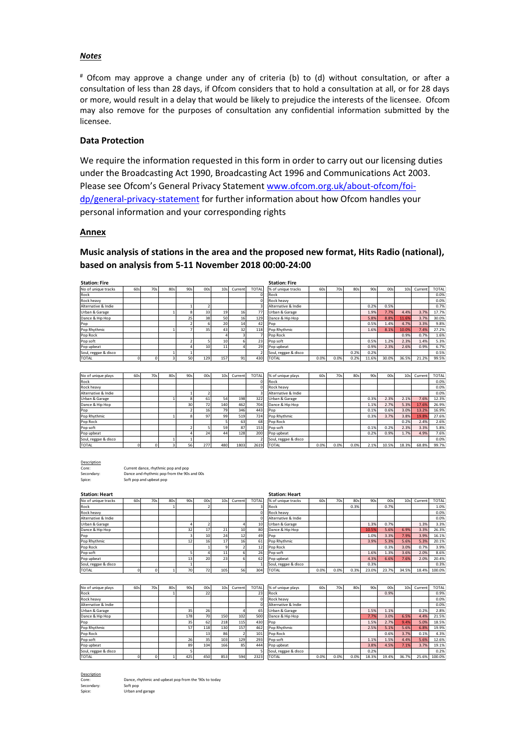### *Notes*

[#] Ofcom may approve a change under any of criteria (b) to (d) without consultation, or after a consultation of less than 28 days, if Ofcom considers that to hold a consultation at all, or for 28 days or more, would result in a delay that would be likely to prejudice the interests of the licensee. Ofcom may also remove for the purposes of consultation any confidential information submitted by the licensee.

### Data Protection

We require the information requested in this form in order to carry out our licensing duties under the Broadcasting Act 1990, Broadcasting Act 1996 and Communications Act 2003. Please see Ofcom's General Privacy Statement [www.ofcom.org.uk/about-ofcom/foi-dp/general-privacy-statement](http://www.ofcom.org.uk/about-ofcom/foi-dp/general-privacy-statement) for further information about how Ofcom handles your personal information and your corresponding rights

### Annex

## Music analysis of stations in the area and the proposed new format, Hits Radio (national), based on analysis from 5-11 November 2018 00:00-24:00

**Station: Fire**

| No of unique tracks | 60s | 70s | 80s | 90s | 00s | 10s | Current | TOTAL |
|---|---|---|---|---|---|---|---|---|
| Rock | | | | | | | | 0 |
| Rock heavy | | | | | | | | 0 |
| Alternative & Indie | | | | 1 | 2 | | | 3 |
| Urban & Garage | | | 1 | 8 | 33 | 19 | 16 | 77 |
| Dance & Hip Hop | | | | 25 | 38 | 50 | 16 | 129 |
| Pop | | | | 2 | 6 | 20 | 14 | 42 |
| Pop Rhythmic | | | 1 | 7 | 35 | 43 | 32 | 118 |
| Pop Rock | | | | | | 4 | 3 | 7 |
| Pop soft | | | | 2 | 5 | 10 | 6 | 23 |
| Pop upbeat | | | | 4 | 10 | 11 | 4 | 29 |
| Soul, reggae & disco | | | 1 | 1 | | | | 2 |
| TOTAL | 0 | 0 | 3 | 50 | 129 | 157 | 91 | 430 |

**Station: Fire**

| % of unique tracks | 60s | 70s | 80s | 90s | 00s | 10s | Current | TOTAL |
|---|---|---|---|---|---|---|---|---|
| Rock | | | | | | | | 0.0% |
| Rock heavy | | | | | | | | 0.0% |
| Alternative & Indie | | | | 0.2% | 0.5% | | | 0.7% |
| Urban & Garage | | | | 1.9% | 7.7% | 4.4% | 3.7% | 17.7% |
| Dance & Hip Hop | | | | 5.8% | 8.8% | 11.6% | 3.7% | 30.0% |
| Pop | | | | 0.5% | 1.4% | 4.7% | 3.3% | 9.8% |
| Pop Rhythmic | | | | 1.6% | 8.1% | 10.0% | 7.4% | 27.2% |
| Pop Rock | | | | | | 0.9% | 0.7% | 1.6% |
| Pop soft | | | | 0.5% | 1.2% | 2.3% | 1.4% | 5.3% |
| Pop upbeat | | | | 0.9% | 2.3% | 2.6% | 0.9% | 6.7% |
| Soul, reggae & disco | | | 0.2% | 0.2% | | | | 0.5% |
| TOTAL | 0.0% | 0.0% | 0.2% | 11.6% | 30.0% | 36.5% | 21.2% | 99.5% |

| No of unique plays | 60s | 70s | 80s | 90s | 00s | 10s | Current | TOTAL |
|---|---|---|---|---|---|---|---|---|
| Rock | | | | | | | | 0 |
| Rock heavy | | | | | | | | 0 |
| Alternative & Indie | | | | 1 | 2 | | | 3 |
| Urban & Garage | | | 1 | 8 | 61 | 54 | 198 | 322 |
| Dance & Hip Hop | | | | 30 | 72 | 140 | 462 | 704 |
| Pop | | | | 2 | 16 | 79 | 346 | 443 |
| Pop Rhythmic | | | 1 | 8 | 97 | 99 | 519 | 724 |
| Pop Rock | | | | | | 5 | 63 | 68 |
| Pop soft | | | | 2 | 5 | 59 | 87 | 153 |
| Pop upbeat | | | | 4 | 24 | 44 | 128 | 200 |
| Soul, reggae & disco | | | 1 | 1 | | | | 2 |
| TOTAL | 0 | 0 | 3 | 56 | 277 | 480 | 1803 | 2619 |

| % of unique plays | 60s | 70s | 80s | 90s | 00s | 10s | Current | TOTAL |
|---|---|---|---|---|---|---|---|---|
| Rock | | | | | | | | 0.0% |
| Rock heavy | | | | | | | | 0.0% |
| Alternative & Indie | | | | | | | | 0.0% |
| Urban & Garage | | | | 0.3% | 2.3% | 2.1% | 7.6% | 12.3% |
| Dance & Hip Hop | | | | 1.1% | 2.7% | 5.3% | 17.6% | 26.9% |
| Pop | | | | 0.1% | 0.6% | 3.0% | 13.2% | 16.9% |
| Pop Rhythmic | | | | 0.3% | 3.7% | 3.8% | 19.8% | 27.6% |
| Pop Rock | | | | | | 0.2% | 2.4% | 2.6% |
| Pop soft | | | | 0.1% | 0.2% | 2.3% | 3.3% | 5.8% |
| Pop upbeat | | | | 0.2% | 0.9% | 1.7% | 4.9% | 7.6% |
| Soul, reggae & disco | | | | | | | | 0.0% |
| TOTAL | 0.0% | 0.0% | 0.0% | 2.1% | 10.5% | 18.3% | 68.8% | 99.7% |

Description

Core: Current dance, rhythmic pop and pop
Secondary: Dance and rhythmic pop from the 90s and 00s
Spice: Soft pop and upbeat pop

**Station: Heart**

| No of unique tracks | 60s | 70s | 80s | 90s | 00s | 10s | Current | TOTAL |
|---|---|---|---|---|---|---|---|---|
| Rock | | | 1 | | 2 | | | 3 |
| Rock heavy | | | | | | | | 0 |
| Alternative & Indie | | | | | | | | 0 |
| Urban & Garage | | | | 4 | 2 | | 4 | 10 |
| Dance & Hip Hop | | | | 32 | 17 | 21 | 10 | 80 |
| Pop | | | | 3 | 10 | 24 | 12 | 49 |
| Pop Rhythmic | | | | 12 | 16 | 17 | 16 | 61 |
| Pop Rock | | | | | 1 | 9 | 2 | 12 |
| Pop soft | | | | 5 | 4 | 11 | 6 | 26 |
| Pop upbeat | | | | 13 | 20 | 23 | 6 | 62 |
| Soul, reggae & disco | | | | 1 | | | | 1 |
| TOTAL | 0 | 0 | 1 | 70 | 72 | 105 | 56 | 304 |

**Station: Heart**

| % of unique tracks | 60s | 70s | 80s | 90s | 00s | 10s | Current | TOTAL |
|---|---|---|---|---|---|---|---|---|
| Rock | | | 0.3% | | 0.7% | | | 1.0% |
| Rock heavy | | | | | | | | 0.0% |
| Alternative & Indie | | | | | | | | 0.0% |
| Urban & Garage | | | | 1.3% | 0.7% | | 1.3% | 3.3% |
| Dance & Hip Hop | | | | 10.5% | 5.6% | 6.9% | 3.3% | 26.3% |
| Pop | | | | 1.0% | 3.3% | 7.9% | 3.9% | 16.1% |
| Pop Rhythmic | | | | 3.9% | 5.3% | 5.6% | 5.3% | 20.1% |
| Pop Rock | | | | | 0.3% | 3.0% | 0.7% | 3.9% |
| Pop soft | | | | 1.6% | 1.3% | 3.6% | 2.0% | 8.6% |
| Pop upbeat | | | | 4.3% | 6.6% | 7.6% | 2.0% | 20.4% |
| Soul, reggae & disco | | | | 0.3% | | | | 0.3% |
| TOTAL | 0.0% | 0.0% | 0.3% | 23.0% | 23.7% | 34.5% | 18.4% | 100.0% |

| No of unique plays | 60s | 70s | 80s | 90s | 00s | 10s | Current | TOTAL |
|---|---|---|---|---|---|---|---|---|
| Rock | | | 1 | | 22 | | | 23 |
| Rock heavy | | | | | | | | 0 |
| Alternative & Indie | | | | | | | | 0 |
| Urban & Garage | | | | 35 | 26 | | 4 | 65 |
| Dance & Hip Hop | | | | 178 | 70 | 150 | 102 | 500 |
| Pop | | | | 35 | 62 | 218 | 115 | 430 |
| Pop Rhythmic | | | | 57 | 118 | 130 | 157 | 462 |
| Pop Rock | | | | | 13 | 86 | 2 | 101 |
| Pop soft | | | | 26 | 35 | 103 | 129 | 293 |
| Pop upbeat | | | | 89 | 104 | 166 | 85 | 444 |
| Soul, reggae & disco | | | | 5 | | | | 5 |
| TOTAL | 0 | 0 | 1 | 425 | 450 | 853 | 594 | 2323 |

| % of unique plays | 60s | 70s | 80s | 90s | 00s | 10s | Current | TOTAL |
|---|---|---|---|---|---|---|---|---|
| Rock | | | | | 0.9% | | | 0.9% |
| Rock heavy | | | | | | | | 0.0% |
| Alternative & Indie | | | | | | | | 0.0% |
| Urban & Garage | | | | 1.5% | 1.1% | | 0.2% | 2.8% |
| Dance & Hip Hop | | | | 7.7% | 3.0% | 6.5% | 4.4% | 21.5% |
| Pop | | | | 1.5% | 2.7% | 9.4% | 5.0% | 18.5% |
| Pop Rhythmic | | | | 2.5% | 5.1% | 5.6% | 6.8% | 19.9% |
| Pop Rock | | | | | 0.6% | 3.7% | 0.1% | 4.3% |
| Pop soft | | | | 1.1% | 1.5% | 4.4% | 5.6% | 12.6% |
| Pop upbeat | | | | 3.8% | 4.5% | 7.1% | 3.7% | 19.1% |
| Soul, reggae & disco | | | | 0.2% | | | | 0.2% |
| TOTAL | 0.0% | 0.0% | 0.0% | 18.3% | 19.4% | 36.7% | 25.6% | 100.0% |

Description

Core: Dance, rhythmic and upbeat pop from the '90s to today
Secondary: Soft pop
Spice: Urban and garage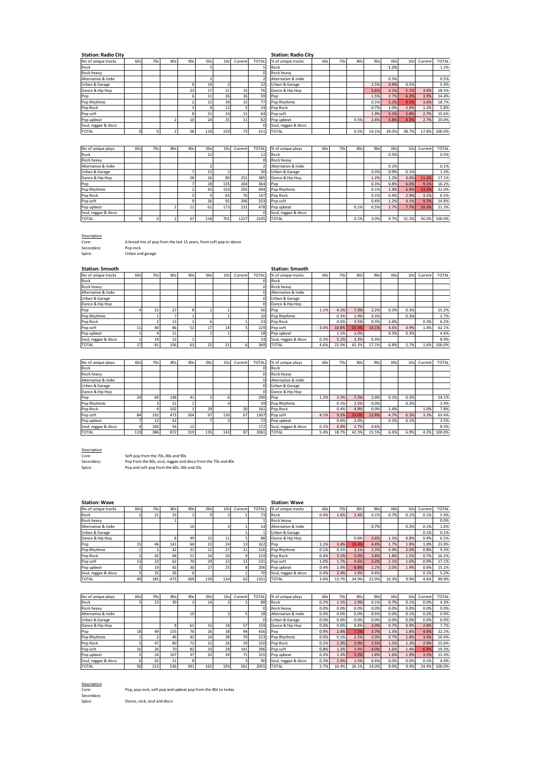**Station: Radio City**

| No of unique tracks | 60s | 70s | 80s | 90s | 00s | 10s | Current | TOTAL |
|---|---|---|---|---|---|---|---|---|
| Rock | | | | | 5 | | | 5 |
| Rock heavy | | | | | | | | 0 |
| Alternative & Indie | | | | | 2 | | | 2 |
| Urban & Garage | | | | 6 | 14 | 2 | | 22 |
| Dance & Hip Hop | | | | 23 | 17 | 21 | 15 | 76 |
| Pop | | | | 6 | 11 | 26 | 16 | 59 |
| Pop Rhythmic | | | | 2 | 21 | 39 | 15 | 77 |
| Pop Rock | | | | 3 | 4 | 12 | 5 | 24 |
| Pop soft | | | | 8 | 21 | 24 | 11 | 64 |
| Pop upbeat | | | 2 | 10 | 24 | 35 | 11 | 82 |
| Soul, reggae & disco | | | | | | | | 0 |
| TOTAL | 0 | 0 | 2 | 58 | 119 | 159 | 73 | 411 |

**Station: Radio City**

| % of unique tracks | 60s | 70s | 80s | 90s | 00s | 10s | Current | TOTAL |
|---|---|---|---|---|---|---|---|---|
| Rock | | | | | 1.2% | | | 1.2% |
| Rock heavy | | | | | | | | |
| Alternative & Indie | | | | | 0.5% | | | 0.5% |
| Urban & Garage | | | | 1.5% | 3.4% | 0.5% | | 5.4% |
| Dance & Hip Hop | | | | 5.6% | 4.1% | 5.1% | 3.6% | 18.5% |
| Pop | | | | 1.5% | 2.7% | 6.3% | 3.9% | 14.4% |
| Pop Rhythmic | | | | 0.5% | 5.1% | 9.5% | 3.6% | 18.7% |
| Pop Rock | | | | 0.7% | 1.0% | 2.9% | 1.2% | 5.8% |
| Pop soft | | | | 1.9% | 5.1% | 5.8% | 2.7% | 15.6% |
| Pop upbeat | | | 0.5% | 2.4% | 5.8% | 8.5% | 2.7% | 20.0% |
| Soul, reggae & disco | | | | | | | | |
| TOTAL | | | 0.5% | 14.1% | 29.0% | 38.7% | 17.8% | 100.0% |

| No of unique plays | 60s | 70s | 80s | 90s | 00s | 10s | Current | TOTAL |
|---|---|---|---|---|---|---|---|---|
| Rock | | | | | 12 | | | 12 |
| Rock heavy | | | | | | | | 0 |
| Alternative & Indie | | | | | 2 | | | 2 |
| Urban & Garage | | | | 7 | 21 | 2 | | 30 |
| Dance & Hip Hop | | | | 28 | 26 | 80 | 251 | 385 |
| Pop | | | | 7 | 18 | 135 | 204 | 364 |
| Pop Rhythmic | | | | 2 | 43 | 154 | 295 | 494 |
| Pop Rock | | | | 3 | 9 | 65 | 70 | 147 |
| Pop soft | | | | 9 | 26 | 92 | 206 | 333 |
| Pop upbeat | | | 2 | 11 | 61 | 173 | 231 | 478 |
| Soul, reggae & disco | | | | | | | | 0 |
| TOTAL | 0 | 0 | 2 | 67 | 218 | 701 | 1257 | 2245 |

| % of unique plays | 60s | 70s | 80s | 90s | 00s | 10s | Current | TOTAL |
|---|---|---|---|---|---|---|---|---|
| Rock | | | | | 0.5% | | | 0.5% |
| Rock heavy | | | | | | | | |
| Alternative & Indie | | | | | 0.1% | | | 0.1% |
| Urban & Garage | | | | 0.3% | 0.9% | 0.1% | | 1.3% |
| Dance & Hip Hop | | | | 1.2% | 1.2% | 3.6% | 11.2% | 17.1% |
| Pop | | | | 0.3% | 0.8% | 6.0% | 9.1% | 16.2% |
| Pop Rhythmic | | | | 0.1% | 1.9% | 6.9% | 13.1% | 22.0% |
| Pop Rock | | | | 0.1% | 0.4% | 2.9% | 3.1% | 6.5% |
| Pop soft | | | | 0.4% | 1.2% | 4.1% | 9.2% | 14.8% |
| Pop upbeat | | | 0.1% | 0.5% | 2.7% | 7.7% | 10.3% | 21.3% |
| Soul, reggae & disco | | | | | | | | |
| TOTAL | | | 0.1% | 3.0% | 9.7% | 31.2% | 56.0% | 100.0% |

Description

Core: A broad mix of pop from the last 15 years, from soft pop to dance

Secondary: Pop rock

Spice: Urban and garage

**Station: Smooth**

| No of unique tracks | 60s | 70s | 80s | 90s | 00s | 10s | Current | TOTAL |
|---|---|---|---|---|---|---|---|---|
| Rock | | | | | | | | 0 |
| Rock heavy | | | | | | | | 0 |
| Alternative & Indie | | | | | | | | 0 |
| Urban & Garage | | | | | | | | 0 |
| Dance & Hip Hop | | | | | | | | 0 |
| Pop | 4 | 15 | 27 | 8 | 1 | 1 | | 56 |
| Pop Rhythmic | | 1 | 7 | 1 | | 1 | | 10 |
| Pop Rock | | 2 | 13 | 1 | 6 | | 1 | 23 |
| Pop soft | 11 | 40 | 86 | 52 | 17 | 18 | 5 | 229 |
| Pop upbeat | 1 | 4 | 11 | | 1 | 1 | | 18 |
| Soul, reggae & disco | 1 | 19 | 12 | 1 | | | | 33 |
| TOTAL | 17 | 81 | 156 | 63 | 25 | 21 | 6 | 369 |

**Station: Smooth**

| % of unique tracks | 60s | 70s | 80s | 90s | 00s | 10s | Current | TOTAL |
|---|---|---|---|---|---|---|---|---|
| Rock | | | | | | | | |
| Rock heavy | | | | | | | | |
| Alternative & Indie | | | | | | | | |
| Urban & Garage | | | | | | | | |
| Dance & Hip Hop | | | | | | | | |
| Pop | 1.1% | 4.1% | 7.3% | 2.2% | 0.3% | 0.3% | | 15.2% |
| Pop Rhythmic | | 0.3% | 1.9% | 0.3% | | 0.3% | | 2.7% |
| Pop Rock | | 0.5% | 3.5% | 0.3% | 1.6% | | 0.3% | 6.2% |
| Pop soft | 3.0% | 10.8% | 23.3% | 14.1% | 4.6% | 4.9% | 1.4% | 62.1% |
| Pop upbeat | | 1.1% | 3.0% | | 0.3% | 0.3% | | 4.6% |
| Soul, reggae & disco | 0.3% | 5.1% | 3.3% | 0.3% | | | | 8.9% |
| TOTAL | 4.6% | 22.0% | 42.3% | 17.1% | 6.8% | 5.7% | 1.6% | 100.0% |

| No of unique plays | 60s | 70s | 80s | 90s | 00s | 10s | Current | TOTAL |
|---|---|---|---|---|---|---|---|---|
| Rock | | | | | | | | 0 |
| Rock heavy | | | | | | | | 0 |
| Alternative & Indie | | | | | | | | 0 |
| Urban & Garage | | | | | | | | 0 |
| Dance & Hip Hop | | | | | | | | 0 |
| Pop | 24 | 69 | 148 | 41 | 2 | 6 | | 290 |
| Pop Rhythmic | | 3 | 51 | 1 | | 4 | | 59 |
| Pop Rock | | 9 | 102 | 1 | 29 | | 20 | 161 |
| Pop soft | 84 | 192 | 473 | 264 | 97 | 130 | 67 | 1307 |
| Pop upbeat | 7 | 13 | 42 | | 7 | 3 | | 72 |
| Soul, reggae & disco | 4 | 100 | 56 | 12 | | | | 172 |
| TOTAL | 119 | 386 | 872 | 319 | 135 | 143 | 87 | 2061 |

| % of unique plays | 60s | 70s | 80s | 90s | 00s | 10s | Current | TOTAL |
|---|---|---|---|---|---|---|---|---|
| Rock | | | | | | | | |
| Rock heavy | | | | | | | | |
| Alternative & Indie | | | | | | | | |
| Urban & Garage | | | | | | | | |
| Dance & Hip Hop | | | | | | | | |
| Pop | 1.2% | 3.3% | 7.2% | 2.0% | 0.1% | 0.3% | | 14.1% |
| Pop Rhythmic | | 0.1% | 2.5% | 0.0% | | 0.2% | | 2.9% |
| Pop Rock | | 0.4% | 4.9% | 0.0% | 1.4% | | 1.0% | 7.8% |
| Pop soft | 4.1% | 9.3% | 23.0% | 12.8% | 4.7% | 6.3% | 3.3% | 63.4% |
| Pop upbeat | | 0.6% | 2.0% | | 0.3% | 0.1% | | 3.5% |
| Soul, reggae & disco | 0.2% | 4.9% | 2.7% | 0.6% | | | | 8.3% |
| TOTAL | 5.4% | 18.7% | 42.3% | 15.5% | 6.6% | 6.9% | 4.2% | 100.0% |

Description

Core: Soft pop from the 70s, 80s and 90s

Secondary: Pop from the 80s, soul, reggae and disco from the 70s and 80s

Spice: Pop and soft pop from the 60s. 00s and 10s

**Station: Wave**

| No of unique tracks | 60s | 70s | 80s | 90s | 00s | 10s | Current | TOTAL |
|---|---|---|---|---|---|---|---|---|
| Rock | 5 | 21 | 33 | 2 | 9 | 2 | 1 | 73 |
| Rock heavy | | | 1 | | | | | 1 |
| Alternative & Indie | | | | 10 | | 3 | 1 | 14 |
| Urban & Garage | | | | | | | 1 | 1 |
| Dance & Hip Hop | | | 8 | 49 | 15 | 11 | 5 | 88 |
| Pop | 15 | 46 | 141 | 60 | 23 | 24 | 13 | 322 |
| Pop Rhythmic | 1 | 2 | 42 | 31 | 12 | 27 | 11 | 126 |
| Pop Rock | 5 | 42 | 68 | 51 | 24 | 20 | 9 | 219 |
| Pop soft | 13 | 23 | 62 | 70 | 29 | 22 | 12 | 231 |
| Pop upbeat | 5 | 19 | 92 | 30 | 27 | 25 | 8 | 206 |
| Soul, reggae & disco | 5 | 32 | 26 | 6 | | | 1 | 70 |
| TOTAL | 49 | 185 | 473 | 309 | 139 | 134 | 62 | 1351 |

**Station: Wave**

| % of unique tracks | 60s | 70s | 80s | 90s | 00s | 10s | Current | TOTAL |
|---|---|---|---|---|---|---|---|---|
| Rock | 0.4% | 1.6% | 2.4% | 0.1% | 0.7% | 0.1% | 0.1% | 5.4% |
| Rock heavy | | | | | | | | 0.0% |
| Alternative & Indie | | | | 0.7% | | 0.2% | 0.1% | 1.0% |
| Urban & Garage | | | | | | | 0.1% | 0.1% |
| Dance & Hip Hop | | | 0.6% | 3.6% | 1.1% | 0.8% | 0.4% | 6.5% |
| Pop | 1.1% | 3.4% | 10.4% | 4.4% | 1.7% | 1.8% | 1.0% | 23.8% |
| Pop Rhythmic | 0.1% | 0.1% | 3.1% | 2.3% | 0.9% | 2.0% | 0.8% | 9.3% |
| Pop Rock | 0.4% | 3.1% | 5.0% | 3.8% | 1.8% | 1.5% | 0.7% | 16.2% |
| Pop soft | 1.0% | 1.7% | 4.6% | 5.2% | 2.1% | 1.6% | 0.9% | 17.1% |
| Pop upbeat | 0.4% | 1.4% | 6.8% | 2.2% | 2.0% | 1.9% | 0.6% | 15.2% |
| Soul, reggae & disco | 0.4% | 2.4% | 1.9% | 0.4% | | | 0.1% | 5.2% |
| TOTAL | 3.6% | 13.7% | 34.9% | 22.9% | 10.3% | 9.9% | 4.6% | 99.9% |

| No of unique plays | 60s | 70s | 80s | 90s | 00s | 10s | Current | TOTAL |
|---|---|---|---|---|---|---|---|---|
| Rock | 5 | 23 | 39 | 3 | 14 | 3 | 1 | 88 |
| Rock heavy | | | | | | | | 0 |
| Alternative & Indie | | | | 10 | | 3 | 5 | 18 |
| Urban & Garage | | | | | | | | 0 |
| Dance & Hip Hop | | | 8 | 61 | 15 | 18 | 57 | 159 |
| Pop | 18 | 49 | 155 | 76 | 26 | 38 | 94 | 456 |
| Pop Rhythmic | 1 | 2 | 46 | 42 | 14 | 38 | 70 | 213 |
| Pop Rock | 5 | 47 | 80 | 72 | 31 | 26 | 59 | 320 |
| Pop soft | 16 | 26 | 70 | 82 | 33 | 28 | 141 | 396 |
| Pop upbeat | 5 | 24 | 107 | 37 | 32 | 39 | 71 | 315 |
| Soul, reggae & disco | 6 | 42 | 31 | 8 | | | 3 | 90 |
| TOTAL | 56 | 213 | 536 | 391 | 165 | 193 | 501 | 2055 |

| % of unique plays | 60s | 70s | 80s | 90s | 00s | 10s | Current | TOTAL |
|---|---|---|---|---|---|---|---|---|
| Rock | 0.2% | 1.1% | 1.9% | 0.1% | 0.7% | 0.1% | 0.0% | 4.3% |
| Rock heavy | 0.0% | 0.0% | 0.0% | 0.0% | 0.0% | 0.0% | 0.0% | 0.0% |
| Alternative & Indie | 0.0% | 0.0% | 0.0% | 0.5% | 0.0% | 0.1% | 0.2% | 0.9% |
| Urban & Garage | 0.0% | 0.0% | 0.0% | 0.0% | 0.0% | 0.0% | 0.0% | 0.0% |
| Dance & Hip Hop | 0.0% | 0.0% | 0.4% | 3.0% | 0.7% | 0.9% | 2.8% | 7.7% |
| Pop | 0.9% | 2.4% | 7.5% | 3.7% | 1.3% | 1.8% | 4.6% | 22.2% |
| Pop Rhythmic | 0.0% | 0.1% | 2.2% | 2.0% | 0.7% | 1.8% | 3.4% | 10.4% |
| Pop Rock | 0.2% | 2.3% | 3.9% | 3.5% | 1.5% | 1.3% | 2.9% | 15.6% |
| Pop soft | 0.8% | 1.3% | 3.4% | 4.0% | 1.6% | 1.4% | 6.9% | 19.3% |
| Pop upbeat | 0.2% | 1.2% | 5.2% | 1.8% | 1.6% | 1.9% | 3.5% | 15.3% |
| Soul, reggae & disco | 0.3% | 2.0% | 1.5% | 0.4% | 0.0% | 0.0% | 0.1% | 4.4% |
| TOTAL | 2.7% | 10.4% | 26.1% | 19.0% | 8.0% | 9.4% | 24.4% | 100.0% |

Description

Core: Pop, pop rock, soft pop and upbeat pop from the 80s to today

Secondary:

Spice: Dance, rock, soul and disco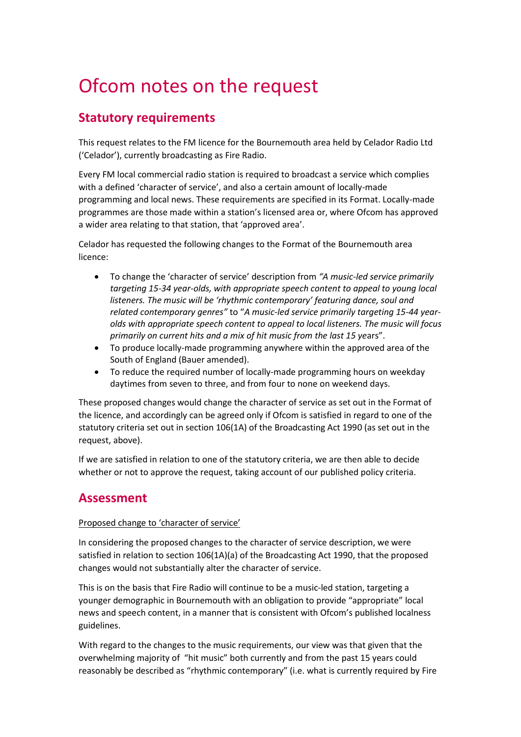# Ofcom notes on the request

## Statutory requirements

This request relates to the FM licence for the Bournemouth area held by Celador Radio Ltd ('Celador'), currently broadcasting as Fire Radio.

Every FM local commercial radio station is required to broadcast a service which complies with a defined 'character of service', and also a certain amount of locally-made programming and local news. These requirements are specified in its Format. Locally-made programmes are those made within a station's licensed area or, where Ofcom has approved a wider area relating to that station, that 'approved area'.

Celador has requested the following changes to the Format of the Bournemouth area licence:

- To change the 'character of service' description from *"A music-led service primarily targeting 15-34 year-olds, with appropriate speech content to appeal to young local listeners. The music will be 'rhythmic contemporary' featuring dance, soul and related contemporary genres"* to "*A music-led service primarily targeting 15-44 year-olds with appropriate speech content to appeal to local listeners. The music will focus primarily on current hits and a mix of hit music from the last 15 yea*rs".
- To produce locally-made programming anywhere within the approved area of the South of England (Bauer amended).
- To reduce the required number of locally-made programming hours on weekday daytimes from seven to three, and from four to none on weekend days.

These proposed changes would change the character of service as set out in the Format of the licence, and accordingly can be agreed only if Ofcom is satisfied in regard to one of the statutory criteria set out in section 106(1A) of the Broadcasting Act 1990 (as set out in the request, above).

If we are satisfied in relation to one of the statutory criteria, we are then able to decide whether or not to approve the request, taking account of our published policy criteria.

## Assessment

<u>Proposed change to 'character of service'</u>

In considering the proposed changes to the character of service description, we were satisfied in relation to section 106(1A)(a) of the Broadcasting Act 1990, that the proposed changes would not substantially alter the character of service.

This is on the basis that Fire Radio will continue to be a music-led station, targeting a younger demographic in Bournemouth with an obligation to provide "appropriate" local news and speech content, in a manner that is consistent with Ofcom's published localness guidelines.

With regard to the changes to the music requirements, our view was that given that the overwhelming majority of "hit music" both currently and from the past 15 years could reasonably be described as "rhythmic contemporary" (i.e. what is currently required by Fire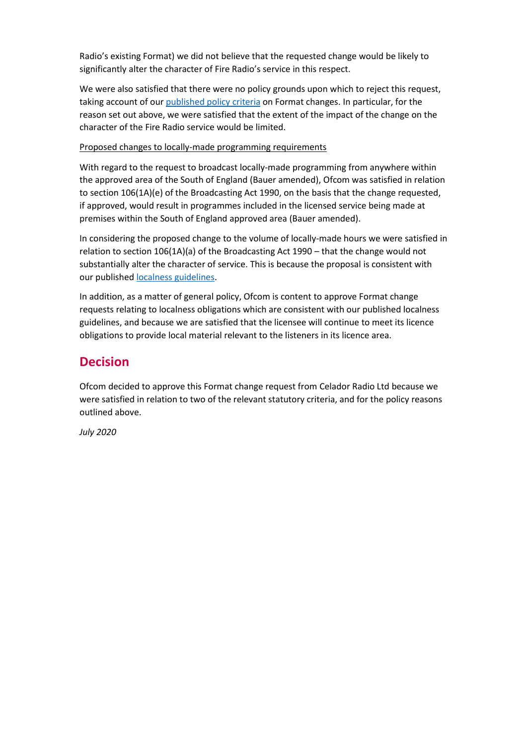Radio's existing Format) we did not believe that the requested change would be likely to significantly alter the character of Fire Radio's service in this respect.

We were also satisfied that there were no policy grounds upon which to reject this request, taking account of our published policy criteria on Format changes. In particular, for the reason set out above, we were satisfied that the extent of the impact of the change on the character of the Fire Radio service would be limited.

Proposed changes to locally-made programming requirements

With regard to the request to broadcast locally-made programming from anywhere within the approved area of the South of England (Bauer amended), Ofcom was satisfied in relation to section 106(1A)(e) of the Broadcasting Act 1990, on the basis that the change requested, if approved, would result in programmes included in the licensed service being made at premises within the South of England approved area (Bauer amended).

In considering the proposed change to the volume of locally-made hours we were satisfied in relation to section 106(1A)(a) of the Broadcasting Act 1990 – that the change would not substantially alter the character of service. This is because the proposal is consistent with our published localness guidelines.

In addition, as a matter of general policy, Ofcom is content to approve Format change requests relating to localness obligations which are consistent with our published localness guidelines, and because we are satisfied that the licensee will continue to meet its licence obligations to provide local material relevant to the listeners in its licence area.

## Decision

Ofcom decided to approve this Format change request from Celador Radio Ltd because we were satisfied in relation to two of the relevant statutory criteria, and for the policy reasons outlined above.

*July 2020*